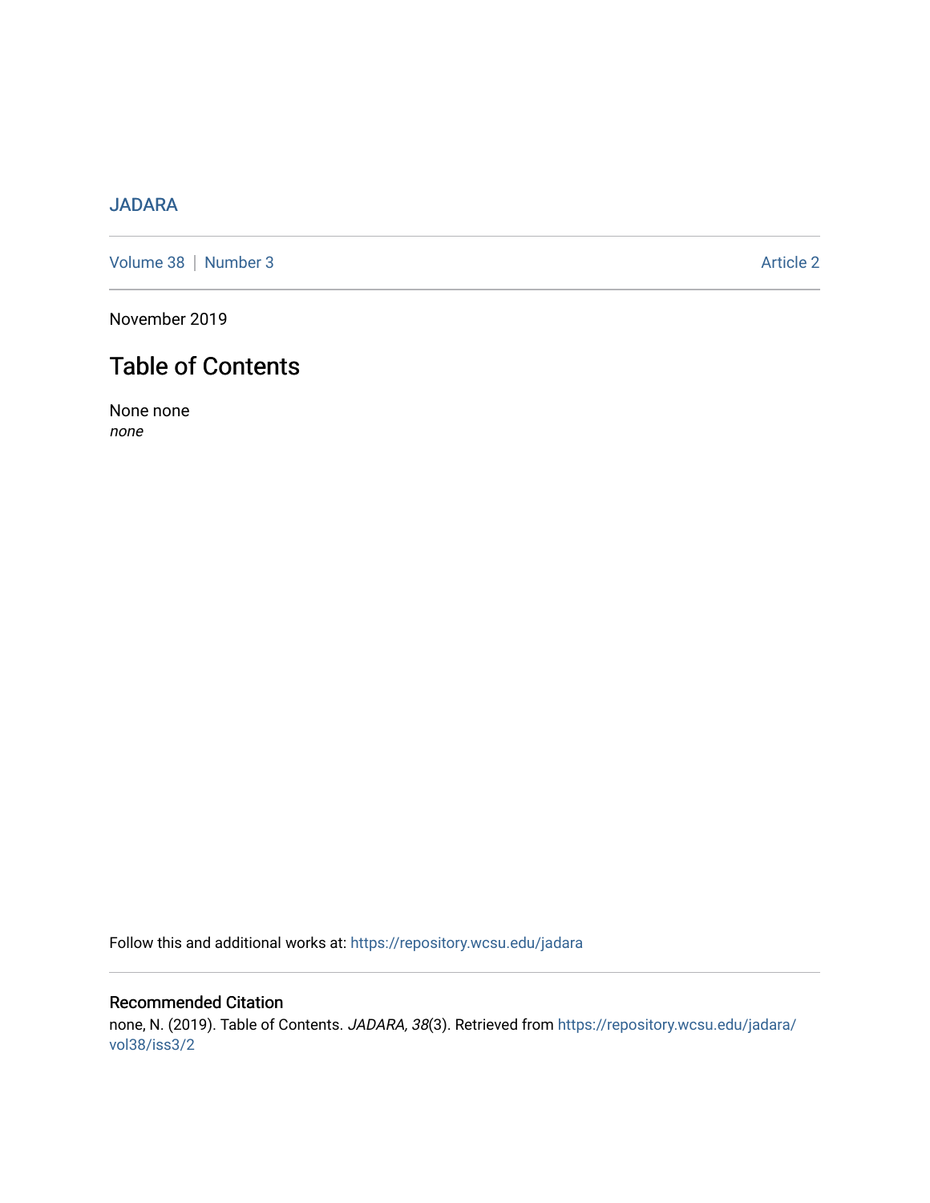JADARA

Volume 38 | Number 3

Article 2

November 2019

# Table of Contents

None none

*none*

Follow this and additional works at: https://repository.wcsu.edu/jadara

## Recommended Citation

none, N. (2019). Table of Contents. *JADARA, 38*(3). Retrieved from https://repository.wcsu.edu/jadara/vol38/iss3/2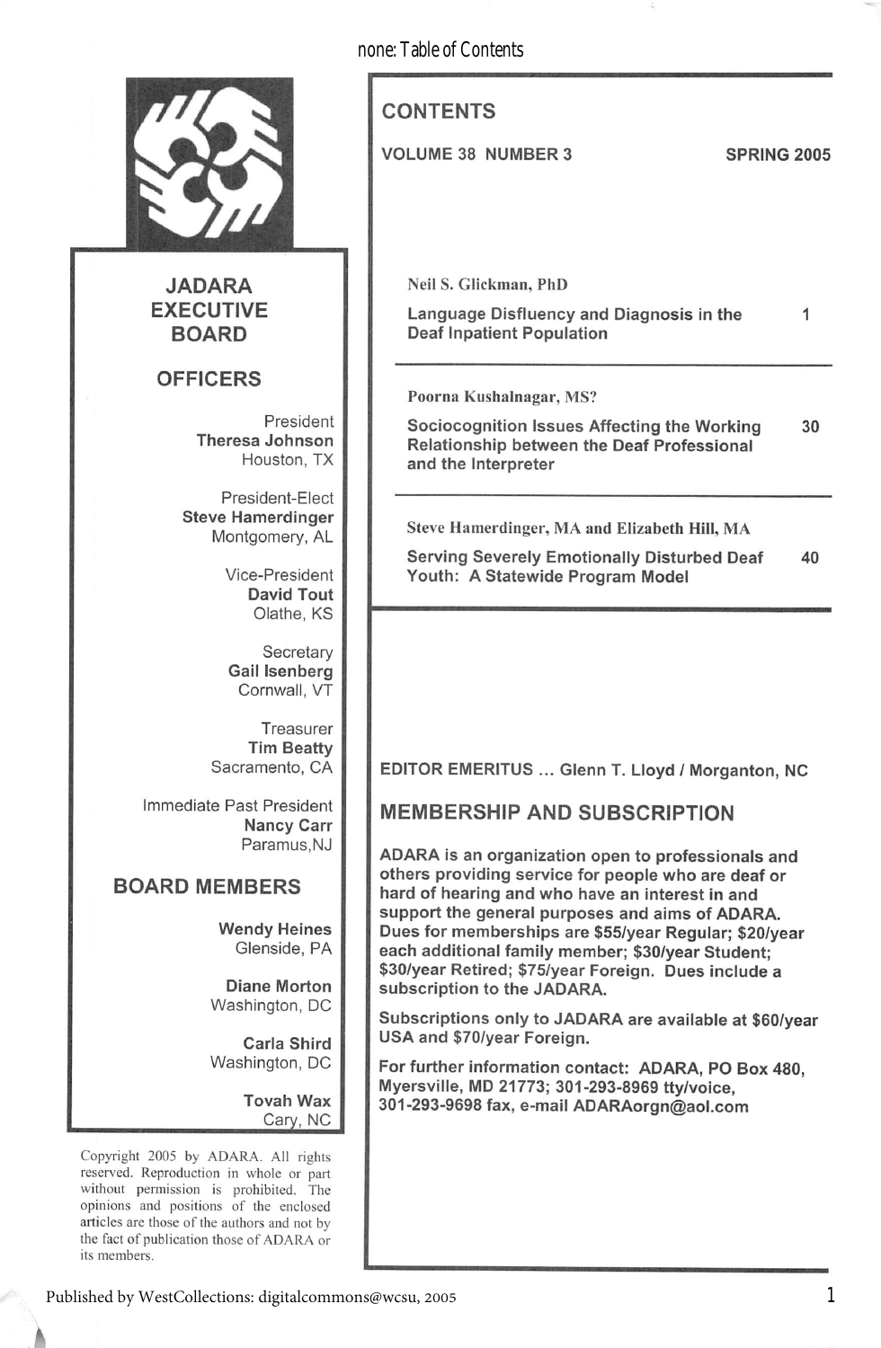# CONTENTS

**VOLUME 38 NUMBER 3 SPRING 2005**

| | |
|---|---|
| Neil S. Glickman, PhD<br>**Language Disfluency and Diagnosis in the Deaf Inpatient Population** | 1 |
| Poorna Kushalnagar, MS?<br>**Sociocognition Issues Affecting the Working Relationship between the Deaf Professional and the Interpreter** | 30 |
| Steve Hamerdinger, MA and Elizabeth Hill, MA<br>**Serving Severely Emotionally Disturbed Deaf Youth: A Statewide Program Model** | 40 |

## JADARA EXECUTIVE BOARD

### OFFICERS

President
**Theresa Johnson**
Houston, TX

President-Elect
**Steve Hamerdinger**
Montgomery, AL

Vice-President
**David Tout**
Olathe, KS

Secretary
**Gail Isenberg**
Cornwall, VT

Treasurer
**Tim Beatty**
Sacramento, CA

Immediate Past President
**Nancy Carr**
Paramus, NJ

### BOARD MEMBERS

**Wendy Heines**
Glenside, PA

**Diane Morton**
Washington, DC

**Carla Shird**
Washington, DC

**Tovah Wax**
Cary, NC

Copyright 2005 by ADARA. All rights reserved. Reproduction in whole or part without permission is prohibited. The opinions and positions of the enclosed articles are those of the authors and not by the fact of publication those of ADARA or its members.

**EDITOR EMERITUS ... Glenn T. Lloyd / Morganton, NC**

## MEMBERSHIP AND SUBSCRIPTION

**ADARA is an organization open to professionals and others providing service for people who are deaf or hard of hearing and who have an interest in and support the general purposes and aims of ADARA. Dues for memberships are $55/year Regular; $20/year each additional family member; $30/year Student; $30/year Retired; $75/year Foreign. Dues include a subscription to the JADARA.**

**Subscriptions only to JADARA are available at $60/year USA and $70/year Foreign.**

**For further information contact: ADARA, PO Box 480, Myersville, MD 21773; 301-293-8969 tty/voice, 301-293-9698 fax, e-mail ADARAorgn@aol.com**